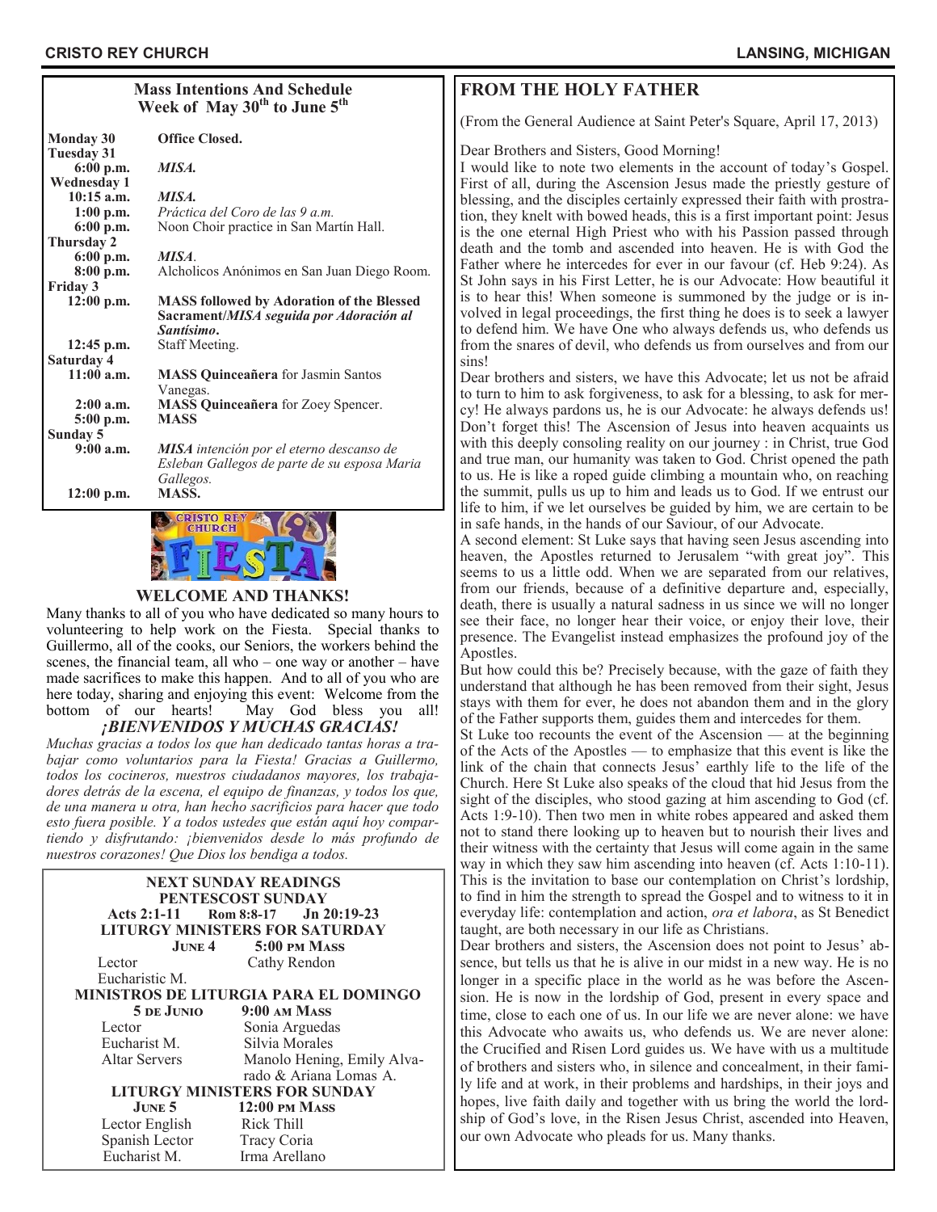## Mass Intentions And Schedule
### Week of May 30th to June 5th

**Monday 30** **Office Closed.**

**Tuesday 31**
- **6:00 p.m.** *MISA.*

**Wednesday 1**
- **10:15 a.m.** *MISA.*
- **1:00 p.m.** *Práctica del Coro de las 9 a.m.*
- **6:00 p.m.** Noon Choir practice in San Martín Hall.

**Thursday 2**
- **6:00 p.m.** *MISA*.
- **8:00 p.m.** Alcholicos Anónimos en San Juan Diego Room.

**Friday 3**
- **12:00 p.m.** **MASS followed by Adoration of the Blessed Sacrament/*MISA seguida por Adoración al Santísimo*.**
- **12:45 p.m.** Staff Meeting.

**Saturday 4**
- **11:00 a.m.** **MASS Quinceañera** for Jasmin Santos Vanegas.
- **2:00 a.m.** **MASS Quinceañera** for Zoey Spencer.
- **5:00 p.m.** **MASS**

**Sunday 5**
- **9:00 a.m.** ***MISA*** *intención por el eterno descanso de Esleban Gallegos de parte de su esposa Maria Gallegos.*
- **12:00 p.m.** **MASS.**

CRISTO REY CHURCH FIESTA

### WELCOME AND THANKS!

Many thanks to all of you who have dedicated so many hours to volunteering to help work on the Fiesta. Special thanks to Guillermo, all of the cooks, our Seniors, the workers behind the scenes, the financial team, all who – one way or another – have made sacrifices to make this happen. And to all of you who are here today, sharing and enjoying this event: Welcome from the bottom of our hearts! May God bless you all! ***¡BIENVENIDOS Y MUCHAS GRACIAS!***

*Muchas gracias a todos los que han dedicado tantas horas a trabajar como voluntarios para la Fiesta! Gracias a Guillermo, todos los cocineros, nuestros ciudadanos mayores, los trabajadores detrás de la escena, el equipo de finanzas, y todos los que, de una manera u otra, han hecho sacrificios para hacer que todo esto fuera posible. Y a todos ustedes que están aquí hoy compartiendo y disfrutando: ¡bienvenidos desde lo más profundo de nuestros corazones! Que Dios los bendiga a todos.*

### NEXT SUNDAY READINGS
**PENTESCOST SUNDAY**

**Acts 2:1-11 Rom 8:8-17 Jn 20:19-23**

**LITURGY MINISTERS FOR SATURDAY**

| **June 4** | **5:00 pm Mass** |
|---|---|
| Lector | Cathy Rendon |
| Eucharistic M. | |

**MINISTROS DE LITURGIA PARA EL DOMINGO**

| **5 de Junio** | **9:00 am Mass** |
|---|---|
| Lector | Sonia Arguedas |
| Eucharist M. | Silvia Morales |
| Altar Servers | Manolo Hening, Emily Alvarado & Ariana Lomas A. |

**LITURGY MINISTERS FOR SUNDAY**

| **June 5** | **12:00 pm Mass** |
|---|---|
| Lector English | Rick Thill |
| Spanish Lector | Tracy Coria |
| Eucharist M. | Irma Arellano |

## FROM THE HOLY FATHER

(From the General Audience at Saint Peter's Square, April 17, 2013)

Dear Brothers and Sisters, Good Morning!

I would like to note two elements in the account of today's Gospel. First of all, during the Ascension Jesus made the priestly gesture of blessing, and the disciples certainly expressed their faith with prostration, they knelt with bowed heads, this is a first important point: Jesus is the one eternal High Priest who with his Passion passed through death and the tomb and ascended into heaven. He is with God the Father where he intercedes for ever in our favour (cf. Heb 9:24). As St John says in his First Letter, he is our Advocate: How beautiful it is to hear this! When someone is summoned by the judge or is involved in legal proceedings, the first thing he does is to seek a lawyer to defend him. We have One who always defends us, who defends us from the snares of devil, who defends us from ourselves and from our sins!

Dear brothers and sisters, we have this Advocate; let us not be afraid to turn to him to ask forgiveness, to ask for a blessing, to ask for mercy! He always pardons us, he is our Advocate: he always defends us! Don't forget this! The Ascension of Jesus into heaven acquaints us with this deeply consoling reality on our journey : in Christ, true God and true man, our humanity was taken to God. Christ opened the path to us. He is like a roped guide climbing a mountain who, on reaching the summit, pulls us up to him and leads us to God. If we entrust our life to him, if we let ourselves be guided by him, we are certain to be in safe hands, in the hands of our Saviour, of our Advocate.

A second element: St Luke says that having seen Jesus ascending into heaven, the Apostles returned to Jerusalem "with great joy". This seems to us a little odd. When we are separated from our relatives, from our friends, because of a definitive departure and, especially, death, there is usually a natural sadness in us since we will no longer see their face, no longer hear their voice, or enjoy their love, their presence. The Evangelist instead emphasizes the profound joy of the Apostles.

But how could this be? Precisely because, with the gaze of faith they understand that although he has been removed from their sight, Jesus stays with them for ever, he does not abandon them and in the glory of the Father supports them, guides them and intercedes for them.

St Luke too recounts the event of the Ascension — at the beginning of the Acts of the Apostles — to emphasize that this event is like the link of the chain that connects Jesus' earthly life to the life of the Church. Here St Luke also speaks of the cloud that hid Jesus from the sight of the disciples, who stood gazing at him ascending to God (cf. Acts 1:9-10). Then two men in white robes appeared and asked them not to stand there looking up to heaven but to nourish their lives and their witness with the certainty that Jesus will come again in the same way in which they saw him ascending into heaven (cf. Acts 1:10-11). This is the invitation to base our contemplation on Christ's lordship, to find in him the strength to spread the Gospel and to witness to it in everyday life: contemplation and action, *ora et labora*, as St Benedict taught, are both necessary in our life as Christians.

Dear brothers and sisters, the Ascension does not point to Jesus' absence, but tells us that he is alive in our midst in a new way. He is no longer in a specific place in the world as he was before the Ascension. He is now in the lordship of God, present in every space and time, close to each one of us. In our life we are never alone: we have this Advocate who awaits us, who defends us. We are never alone: the Crucified and Risen Lord guides us. We have with us a multitude of brothers and sisters who, in silence and concealment, in their family life and at work, in their problems and hardships, in their joys and hopes, live faith daily and together with us bring the world the lordship of God's love, in the Risen Jesus Christ, ascended into Heaven, our own Advocate who pleads for us. Many thanks.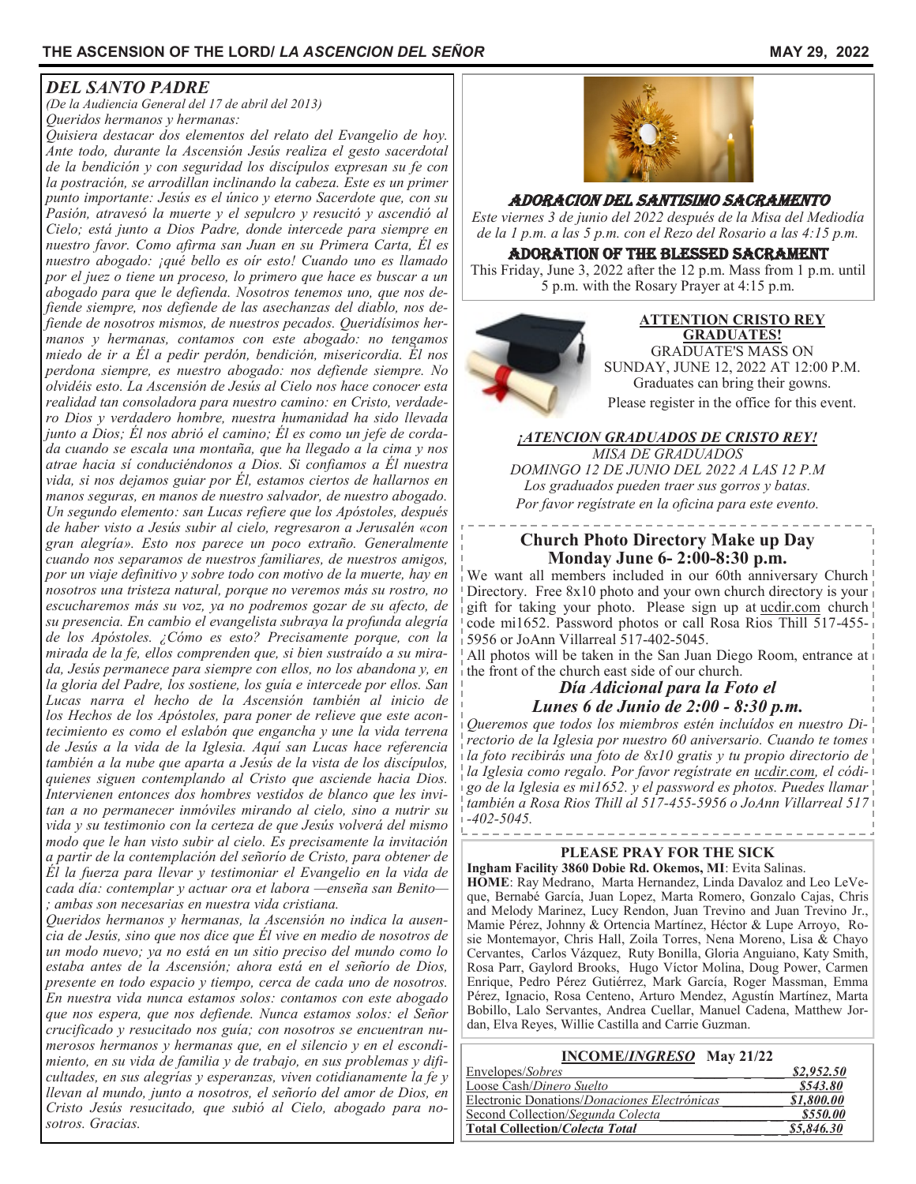## *DEL SANTO PADRE*

*(De la Audiencia General del 17 de abril del 2013)*

*Queridos hermanos y hermanas:*

*Quisiera destacar dos elementos del relato del Evangelio de hoy. Ante todo, durante la Ascensión Jesús realiza el gesto sacerdotal de la bendición y con seguridad los discípulos expresan su fe con la postración, se arrodillan inclinando la cabeza. Este es un primer punto importante: Jesús es el único y eterno Sacerdote que, con su Pasión, atravesó la muerte y el sepulcro y resucitó y ascendió al Cielo; está junto a Dios Padre, donde intercede para siempre en nuestro favor. Como afirma san Juan en su Primera Carta, Él es nuestro abogado: ¡qué bello es oír esto! Cuando uno es llamado por el juez o tiene un proceso, lo primero que hace es buscar a un abogado para que le defienda. Nosotros tenemos uno, que nos defiende siempre, nos defiende de las asechanzas del diablo, nos defiende de nosotros mismos, de nuestros pecados. Queridísimos hermanos y hermanas, contamos con este abogado: no tengamos miedo de ir a Él a pedir perdón, bendición, misericordia. Él nos perdona siempre, es nuestro abogado: nos defiende siempre. No olvidéis esto. La Ascensión de Jesús al Cielo nos hace conocer esta realidad tan consoladora para nuestro camino: en Cristo, verdadero Dios y verdadero hombre, nuestra humanidad ha sido llevada junto a Dios; Él nos abrió el camino; Él es como un jefe de cordada cuando se escala una montaña, que ha llegado a la cima y nos atrae hacia sí conduciéndonos a Dios. Si confiamos a Él nuestra vida, si nos dejamos guiar por Él, estamos ciertos de hallarnos en manos seguras, en manos de nuestro salvador, de nuestro abogado. Un segundo elemento: san Lucas refiere que los Apóstoles, después de haber visto a Jesús subir al cielo, regresaron a Jerusalén «con gran alegría». Esto nos parece un poco extraño. Generalmente cuando nos separamos de nuestros familiares, de nuestros amigos, por un viaje definitivo y sobre todo con motivo de la muerte, hay en nosotros una tristeza natural, porque no veremos más su rostro, no escucharemos más su voz, ya no podremos gozar de su afecto, de su presencia. En cambio el evangelista subraya la profunda alegría de los Apóstoles. ¿Cómo es esto? Precisamente porque, con la mirada de la fe, ellos comprenden que, si bien sustraído a su mirada, Jesús permanece para siempre con ellos, no los abandona y, en la gloria del Padre, los sostiene, los guía e intercede por ellos. San Lucas narra el hecho de la Ascensión también al inicio de los Hechos de los Apóstoles, para poner de relieve que este acontecimiento es como el eslabón que engancha y une la vida terrena de Jesús a la vida de la Iglesia. Aquí san Lucas hace referencia también a la nube que aparta a Jesús de la vista de los discípulos, quienes siguen contemplando al Cristo que asciende hacia Dios. Intervienen entonces dos hombres vestidos de blanco que les invitan a no permanecer inmóviles mirando al cielo, sino a nutrir su vida y su testimonio con la certeza de que Jesús volverá del mismo modo que le han visto subir al cielo. Es precisamente la invitación a partir de la contemplación del señorío de Cristo, para obtener de Él la fuerza para llevar y testimoniar el Evangelio en la vida de cada día: contemplar y actuar ora et labora —enseña san Benito—; ambas son necesarias en nuestra vida cristiana.*

*Queridos hermanos y hermanas, la Ascensión no indica la ausencia de Jesús, sino que nos dice que Él vive en medio de nosotros de un modo nuevo; ya no está en un sitio preciso del mundo como lo estaba antes de la Ascensión; ahora está en el señorío de Dios, presente en todo espacio y tiempo, cerca de cada uno de nosotros. En nuestra vida nunca estamos solos: contamos con este abogado que nos espera, que nos defiende. Nunca estamos solos: el Señor crucificado y resucitado nos guía; con nosotros se encuentran numerosos hermanos y hermanas que, en el silencio y en el escondimiento, en su vida de familia y de trabajo, en sus problemas y dificultades, en sus alegrías y esperanzas, viven cotidianamente la fe y llevan al mundo, junto a nosotros, el señorío del amor de Dios, en Cristo Jesús resucitado, que subió al Cielo, abogado para nosotros. Gracias.*

## ADORACION DEL SANTISIMO SACRAMENTO

*Este viernes 3 de junio del 2022 después de la Misa del Mediodía de la 1 p.m. a las 5 p.m. con el Rezo del Rosario a las 4:15 p.m.*

## ADORATION OF THE BLESSED SACRAMENT

This Friday, June 3, 2022 after the 12 p.m. Mass from 1 p.m. until 5 p.m. with the Rosary Prayer at 4:15 p.m.

**ATTENTION CRISTO REY GRADUATES!**

GRADUATE'S MASS ON SUNDAY, JUNE 12, 2022 AT 12:00 P.M.
Graduates can bring their gowns.
Please register in the office for this event.

***¡ATENCION GRADUADOS DE CRISTO REY!***

*MISA DE GRADUADOS*
*DOMINGO 12 DE JUNIO DEL 2022 A LAS 12 P.M*
*Los graduados pueden traer sus gorros y batas.*
*Por favor regístrate en la oficina para este evento.*

## Church Photo Directory Make up Day
## Monday June 6- 2:00-8:30 p.m.

We want all members included in our 60th anniversary Church Directory. Free 8x10 photo and your own church directory is your gift for taking your photo. Please sign up at ucdir.com church code mi1652. Password photos or call Rosa Rios Thill 517-455-5956 or JoAnn Villarreal 517-402-5045.

All photos will be taken in the San Juan Diego Room, entrance at the front of the church east side of our church.

## *Día Adicional para la Foto el Lunes 6 de Junio de 2:00 - 8:30 p.m.*

*Queremos que todos los miembros estén incluídos en nuestro Directorio de la Iglesia por nuestro 60 aniversario. Cuando te tomes la foto recibirás una foto de 8x10 gratis y tu propio directorio de la Iglesia como regalo. Por favor regístrate en ucdir.com, el código de la Iglesia es mi1652. y el password es photos. Puedes llamar también a Rosa Rios Thill al 517-455-5956 o JoAnn Villarreal 517-402-5045.*

### PLEASE PRAY FOR THE SICK

**Ingham Facility 3860 Dobie Rd. Okemos, MI**: Evita Salinas.

**HOME**: Ray Medrano, Marta Hernandez, Linda Davaloz and Leo LeVeque, Bernabé García, Juan Lopez, Marta Romero, Gonzalo Cajas, Chris and Melody Marinez, Lucy Rendon, Juan Trevino and Juan Trevino Jr., Mamie Pérez, Johnny & Ortencia Martínez, Héctor & Lupe Arroyo, Rosie Montemayor, Chris Hall, Zoila Torres, Nena Moreno, Lisa & Chayo Cervantes, Carlos Vázquez, Ruty Bonilla, Gloria Anguiano, Katy Smith, Rosa Parr, Gaylord Brooks, Hugo Víctor Molina, Doug Power, Carmen Enrique, Pedro Pérez Gutiérrez, Mark García, Roger Massman, Emma Pérez, Ignacio, Rosa Centeno, Arturo Mendez, Agustín Martínez, Marta Bobillo, Lalo Servantes, Andrea Cuellar, Manuel Cadena, Matthew Jordan, Elva Reyes, Willie Castilla and Carrie Guzman.

| INCOME/*INGRESO* May 21/22 | |
|---|---|
| Envelopes/*Sobres* | *$2,952.50* |
| Loose Cash/*Dinero Suelto* | *$543.80* |
| Electronic Donations/*Donaciones Electrónicas* | *$1,800.00* |
| Second Collection/*Segunda Colecta* | *$550.00* |
| **Total Collection/*Colecta Total*** | ***$5,846.30*** |